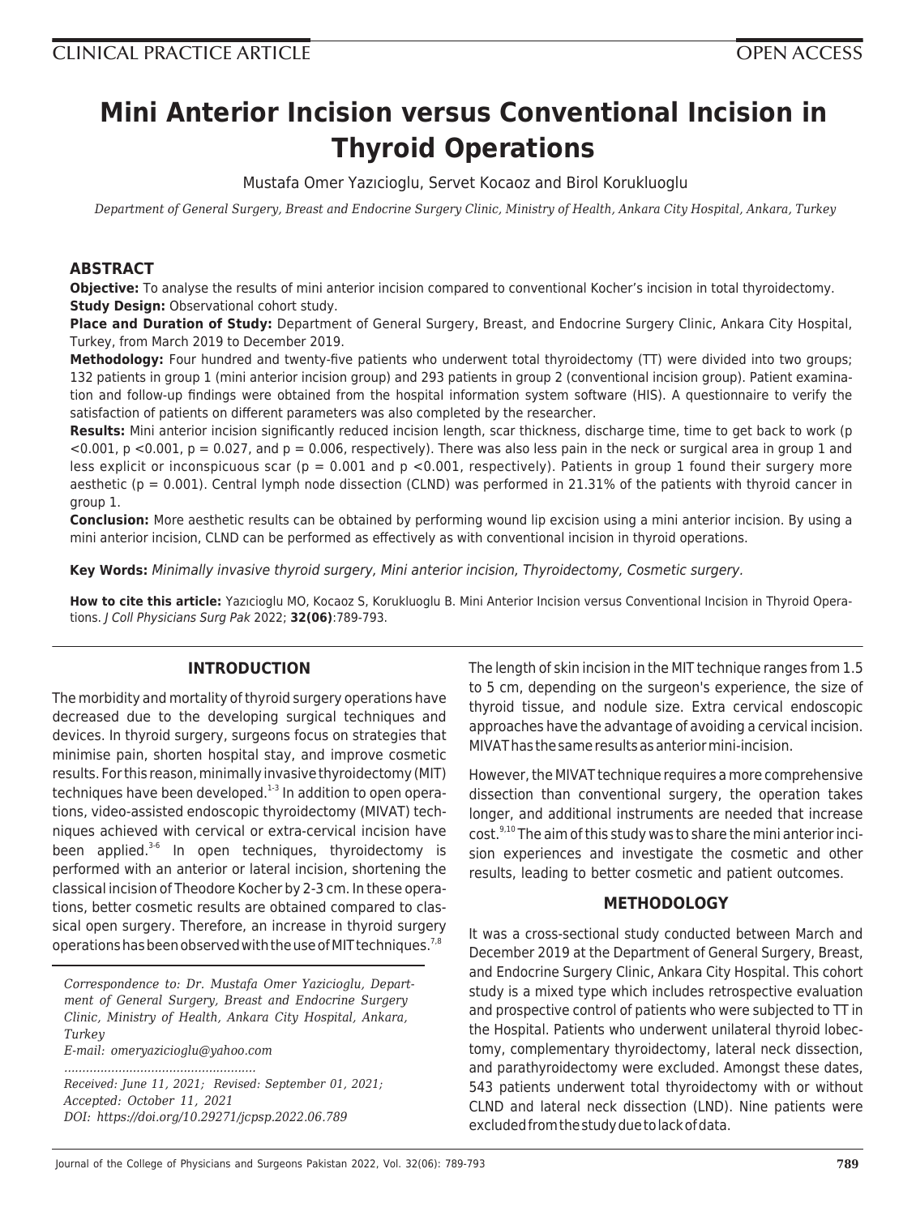CLINICAL PRACTICE ARTICLE

OPEN ACCESS

# Mini Anterior Incision versus Conventional Incision in Thyroid Operations

Mustafa Omer Yazıcioglu, Servet Kocaoz and Birol Korukluoglu

*Department of General Surgery, Breast and Endocrine Surgery Clinic, Ministry of Health, Ankara City Hospital, Ankara, Turkey*

## ABSTRACT

**Objective:** To analyse the results of mini anterior incision compared to conventional Kocher's incision in total thyroidectomy.

**Study Design:** Observational cohort study.

**Place and Duration of Study:** Department of General Surgery, Breast, and Endocrine Surgery Clinic, Ankara City Hospital, Turkey, from March 2019 to December 2019.

**Methodology:** Four hundred and twenty-five patients who underwent total thyroidectomy (TT) were divided into two groups; 132 patients in group 1 (mini anterior incision group) and 293 patients in group 2 (conventional incision group). Patient examination and follow-up findings were obtained from the hospital information system software (HIS). A questionnaire to verify the satisfaction of patients on different parameters was also completed by the researcher.

**Results:** Mini anterior incision significantly reduced incision length, scar thickness, discharge time, time to get back to work ($p < 0.001$, $p < 0.001$, $p = 0.027$, and $p = 0.006$, respectively). There was also less pain in the neck or surgical area in group 1 and less explicit or inconspicuous scar ($p = 0.001$ and $p < 0.001$, respectively). Patients in group 1 found their surgery more aesthetic ($p = 0.001$). Central lymph node dissection (CLND) was performed in 21.31% of the patients with thyroid cancer in group 1.

**Conclusion:** More aesthetic results can be obtained by performing wound lip excision using a mini anterior incision. By using a mini anterior incision, CLND can be performed as effectively as with conventional incision in thyroid operations.

**Key Words:** *Minimally invasive thyroid surgery, Mini anterior incision, Thyroidectomy, Cosmetic surgery.*

**How to cite this article:** Yazıcioglu MO, Kocaoz S, Korukluoglu B. Mini Anterior Incision versus Conventional Incision in Thyroid Operations. *J Coll Physicians Surg Pak* 2022; **32(06)**:789-793.

## INTRODUCTION

The morbidity and mortality of thyroid surgery operations have decreased due to the developing surgical techniques and devices. In thyroid surgery, surgeons focus on strategies that minimise pain, shorten hospital stay, and improve cosmetic results. For this reason, minimally invasive thyroidectomy (MIT) techniques have been developed.[1-3] In addition to open operations, video-assisted endoscopic thyroidectomy (MIVAT) techniques achieved with cervical or extra-cervical incision have been applied.[3-6] In open techniques, thyroidectomy is performed with an anterior or lateral incision, shortening the classical incision of Theodore Kocher by 2-3 cm. In these operations, better cosmetic results are obtained compared to classical open surgery. Therefore, an increase in thyroid surgery operations has been observed with the use of MIT techniques.[7,8]

The length of skin incision in the MIT technique ranges from 1.5 to 5 cm, depending on the surgeon's experience, the size of thyroid tissue, and nodule size. Extra cervical endoscopic approaches have the advantage of avoiding a cervical incision. MIVAT has the same results as anterior mini-incision.

However, the MIVAT technique requires a more comprehensive dissection than conventional surgery, the operation takes longer, and additional instruments are needed that increase cost.[9,10] The aim of this study was to share the mini anterior incision experiences and investigate the cosmetic and other results, leading to better cosmetic and patient outcomes.

## METHODOLOGY

It was a cross-sectional study conducted between March and December 2019 at the Department of General Surgery, Breast, and Endocrine Surgery Clinic, Ankara City Hospital. This cohort study is a mixed type which includes retrospective evaluation and prospective control of patients who were subjected to TT in the Hospital. Patients who underwent unilateral thyroid lobectomy, complementary thyroidectomy, lateral neck dissection, and parathyroidectomy were excluded. Amongst these dates, 543 patients underwent total thyroidectomy with or without CLND and lateral neck dissection (LND). Nine patients were excluded from the study due to lack of data.

*Correspondence to: Dr. Mustafa Omer Yazicioglu, Department of General Surgery, Breast and Endocrine Surgery Clinic, Ministry of Health, Ankara City Hospital, Ankara, Turkey*
*E-mail: omeryazicioglu@yahoo.com*

*Received: June 11, 2021; Revised: September 01, 2021; Accepted: October 11, 2021*
*DOI: https://doi.org/10.29271/jcpsp.2022.06.789*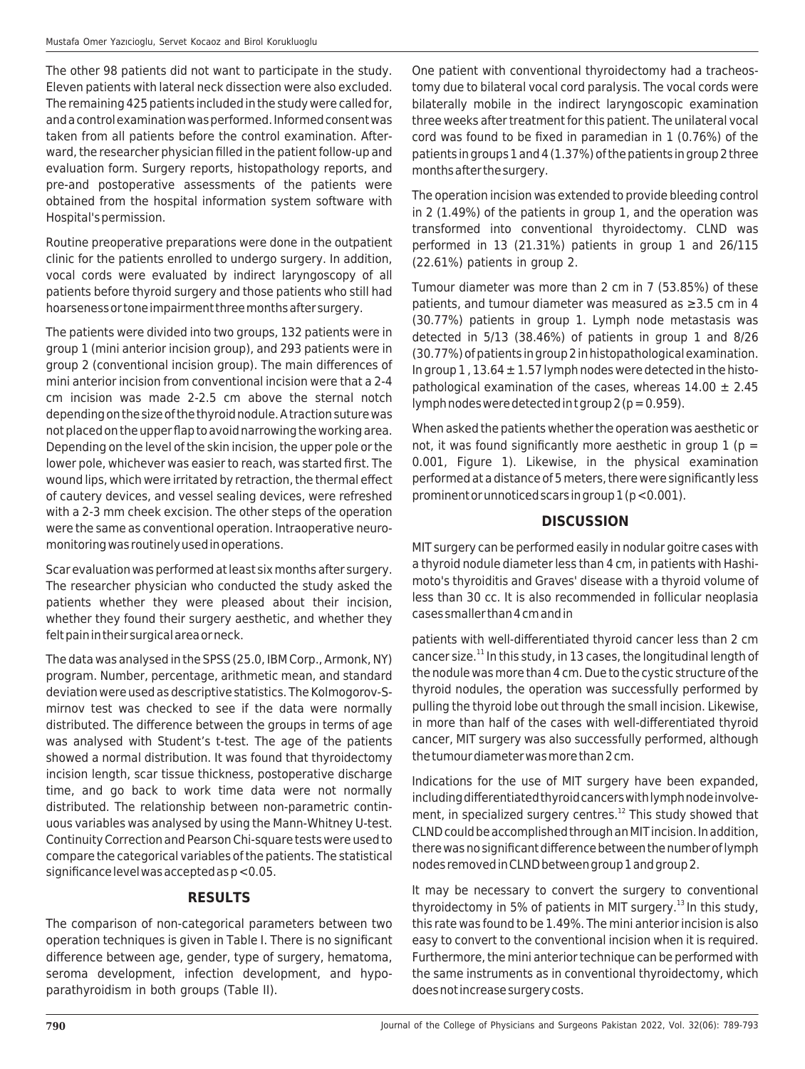The other 98 patients did not want to participate in the study. Eleven patients with lateral neck dissection were also excluded. The remaining 425 patients included in the study were called for, and a control examination was performed. Informed consent was taken from all patients before the control examination. Afterward, the researcher physician filled in the patient follow-up and evaluation form. Surgery reports, histopathology reports, and pre-and postoperative assessments of the patients were obtained from the hospital information system software with Hospital's permission.

Routine preoperative preparations were done in the outpatient clinic for the patients enrolled to undergo surgery. In addition, vocal cords were evaluated by indirect laryngoscopy of all patients before thyroid surgery and those patients who still had hoarseness or tone impairment three months after surgery.

The patients were divided into two groups, 132 patients were in group 1 (mini anterior incision group), and 293 patients were in group 2 (conventional incision group). The main differences of mini anterior incision from conventional incision were that a 2-4 cm incision was made 2-2.5 cm above the sternal notch depending on the size of the thyroid nodule. A traction suture was not placed on the upper flap to avoid narrowing the working area. Depending on the level of the skin incision, the upper pole or the lower pole, whichever was easier to reach, was started first. The wound lips, which were irritated by retraction, the thermal effect of cautery devices, and vessel sealing devices, were refreshed with a 2-3 mm cheek excision. The other steps of the operation were the same as conventional operation. Intraoperative neuromonitoring was routinely used in operations.

Scar evaluation was performed at least six months after surgery. The researcher physician who conducted the study asked the patients whether they were pleased about their incision, whether they found their surgery aesthetic, and whether they felt pain in their surgical area or neck.

The data was analysed in the SPSS (25.0, IBM Corp., Armonk, NY) program. Number, percentage, arithmetic mean, and standard deviation were used as descriptive statistics. The Kolmogorov-Smirnov test was checked to see if the data were normally distributed. The difference between the groups in terms of age was analysed with Student's t-test. The age of the patients showed a normal distribution. It was found that thyroidectomy incision length, scar tissue thickness, postoperative discharge time, and go back to work time data were not normally distributed. The relationship between non-parametric continuous variables was analysed by using the Mann-Whitney U-test. Continuity Correction and Pearson Chi-square tests were used to compare the categorical variables of the patients. The statistical significance level was accepted as $p < 0.05$.

## RESULTS

The comparison of non-categorical parameters between two operation techniques is given in Table I. There is no significant difference between age, gender, type of surgery, hematoma, seroma development, infection development, and hypoparathyroidism in both groups (Table II).

One patient with conventional thyroidectomy had a tracheostomy due to bilateral vocal cord paralysis. The vocal cords were bilaterally mobile in the indirect laryngoscopic examination three weeks after treatment for this patient. The unilateral vocal cord was found to be fixed in paramedian in 1 (0.76%) of the patients in groups 1 and 4 (1.37%) of the patients in group 2 three months after the surgery.

The operation incision was extended to provide bleeding control in 2 (1.49%) of the patients in group 1, and the operation was transformed into conventional thyroidectomy. CLND was performed in 13 (21.31%) patients in group 1 and 26/115 (22.61%) patients in group 2.

Tumour diameter was more than 2 cm in 7 (53.85%) of these patients, and tumour diameter was measured as ≥3.5 cm in 4 (30.77%) patients in group 1. Lymph node metastasis was detected in 5/13 (38.46%) of patients in group 1 and 8/26 (30.77%) of patients in group 2 in histopathological examination. In group 1 , $13.64 \pm 1.57$ lymph nodes were detected in the histopathological examination of the cases, whereas $14.00 \pm 2.45$ lymph nodes were detected in t group 2 ($p = 0.959$).

When asked the patients whether the operation was aesthetic or not, it was found significantly more aesthetic in group 1 ($p = 0.001$, Figure 1). Likewise, in the physical examination performed at a distance of 5 meters, there were significantly less prominent or unnoticed scars in group 1 ($p < 0.001$).

## DISCUSSION

MIT surgery can be performed easily in nodular goitre cases with a thyroid nodule diameter less than 4 cm, in patients with Hashimoto's thyroiditis and Graves' disease with a thyroid volume of less than 30 cc. It is also recommended in follicular neoplasia cases smaller than 4 cm and in patients with well-differentiated thyroid cancer less than 2 cm cancer size.[11] In this study, in 13 cases, the longitudinal length of the nodule was more than 4 cm. Due to the cystic structure of the thyroid nodules, the operation was successfully performed by pulling the thyroid lobe out through the small incision. Likewise, in more than half of the cases with well-differentiated thyroid cancer, MIT surgery was also successfully performed, although the tumour diameter was more than 2 cm.

Indications for the use of MIT surgery have been expanded, including differentiated thyroid cancers with lymph node involvement, in specialized surgery centres.[12] This study showed that CLND could be accomplished through an MIT incision. In addition, there was no significant difference between the number of lymph nodes removed in CLND between group 1 and group 2.

It may be necessary to convert the surgery to conventional thyroidectomy in 5% of patients in MIT surgery.[13] In this study, this rate was found to be 1.49%. The mini anterior incision is also easy to convert to the conventional incision when it is required. Furthermore, the mini anterior technique can be performed with the same instruments as in conventional thyroidectomy, which does not increase surgery costs.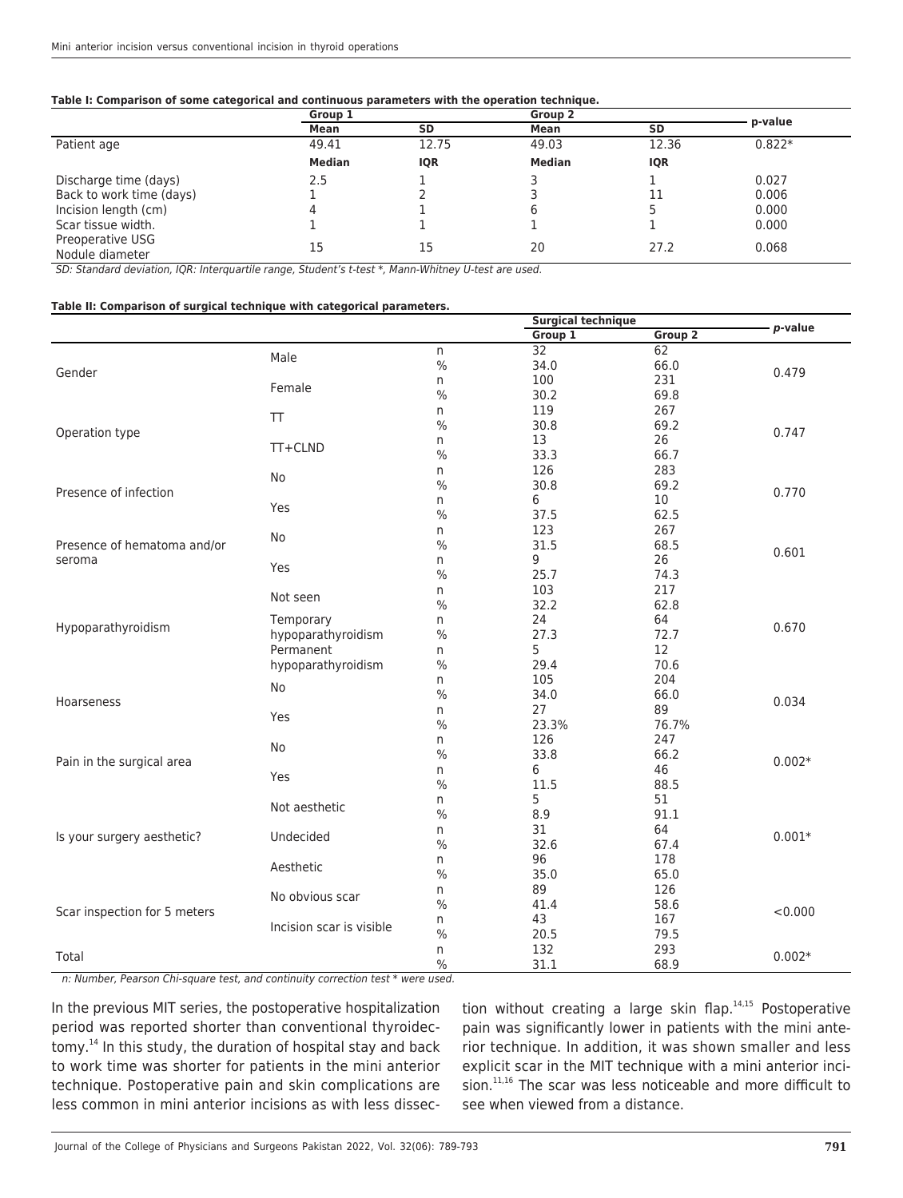**Table I: Comparison of some categorical and continuous parameters with the operation technique.**

| | Group 1 | | Group 2 | | p-value |
|---|---|---|---|---|---|
| | Mean | SD | Mean | SD | |
| Patient age | 49.41 | 12.75 | 49.03 | 12.36 | 0.822* |
| | Median | IQR | Median | IQR | |
| Discharge time (days) | 2.5 | 1 | 3 | 1 | 0.027 |
| Back to work time (days) | 1 | 2 | 3 | 11 | 0.006 |
| Incision length (cm) | 4 | 1 | 6 | 5 | 0.000 |
| Scar tissue width. | 1 | 1 | 1 | 1 | 0.000 |
| Preoperative USG Nodule diameter | 15 | 15 | 20 | 27.2 | 0.068 |

*SD: Standard deviation, IQR: Interquartile range, Student's t-test \*, Mann-Whitney U-test are used.*

**Table II: Comparison of surgical technique with categorical parameters.**

| | | | Surgical technique | | *p*-value |
|---|---|---|---|---|---|
| | | | Group 1 | Group 2 | |
| Gender | Male | n | 32 | 62 | 0.479 |
| | | % | 34.0 | 66.0 | |
| | Female | n | 100 | 231 | |
| | | % | 30.2 | 69.8 | |
| Operation type | TT | n | 119 | 267 | 0.747 |
| | | % | 30.8 | 69.2 | |
| | TT+CLND | n | 13 | 26 | |
| | | % | 33.3 | 66.7 | |
| Presence of infection | No | n | 126 | 283 | 0.770 |
| | | % | 30.8 | 69.2 | |
| | Yes | n | 6 | 10 | |
| | | % | 37.5 | 62.5 | |
| Presence of hematoma and/or seroma | No | n | 123 | 267 | 0.601 |
| | | % | 31.5 | 68.5 | |
| | Yes | n | 9 | 26 | |
| | | % | 25.7 | 74.3 | |
| Hypoparathyroidism | Not seen | n | 103 | 217 | 0.670 |
| | | % | 32.2 | 62.8 | |
| | Temporary hypoparathyroidism | n | 24 | 64 | |
| | | % | 27.3 | 72.7 | |
| | Permanent hypoparathyroidism | n | 5 | 12 | |
| | | % | 29.4 | 70.6 | |
| Hoarseness | No | n | 105 | 204 | 0.034 |
| | | % | 34.0 | 66.0 | |
| | Yes | n | 27 | 89 | |
| | | % | 23.3% | 76.7% | |
| Pain in the surgical area | No | n | 126 | 247 | 0.002* |
| | | % | 33.8 | 66.2 | |
| | Yes | n | 6 | 46 | |
| | | % | 11.5 | 88.5 | |
| Is your surgery aesthetic? | Not aesthetic | n | 5 | 51 | 0.001* |
| | | % | 8.9 | 91.1 | |
| | Undecided | n | 31 | 64 | |
| | | % | 32.6 | 67.4 | |
| | Aesthetic | n | 96 | 178 | |
| | | % | 35.0 | 65.0 | |
| Scar inspection for 5 meters | No obvious scar | n | 89 | 126 | <0.000 |
| | | % | 41.4 | 58.6 | |
| | Incision scar is visible | n | 43 | 167 | |
| | | % | 20.5 | 79.5 | |
| Total | | n | 132 | 293 | 0.002* |
| | | % | 31.1 | 68.9 | |

*n: Number, Pearson Chi-square test, and continuity correction test \* were used.*

In the previous MIT series, the postoperative hospitalization period was reported shorter than conventional thyroidectomy.[14] In this study, the duration of hospital stay and back to work time was shorter for patients in the mini anterior technique. Postoperative pain and skin complications are less common in mini anterior incisions as with less dissection without creating a large skin flap.[14,15] Postoperative pain was significantly lower in patients with the mini anterior technique. In addition, it was shown smaller and less explicit scar in the MIT technique with a mini anterior incision.[11,16] The scar was less noticeable and more difficult to see when viewed from a distance.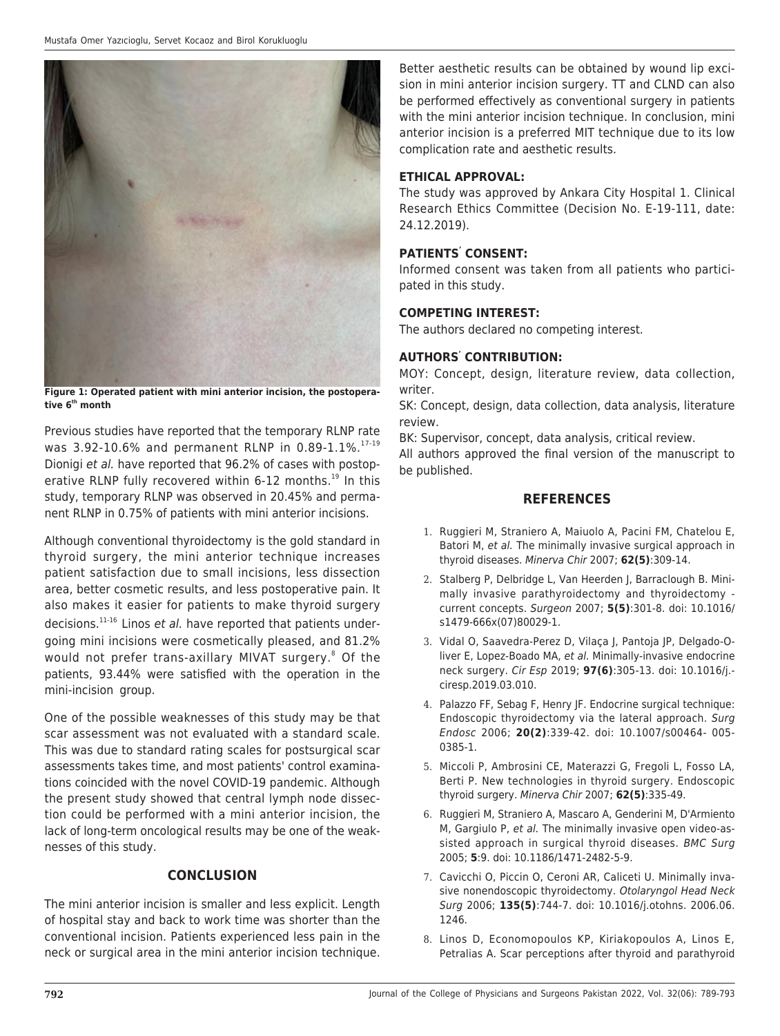Figure 1: Operated patient with mini anterior incision, the postoperative 6th month

Previous studies have reported that the temporary RLNP rate was 3.92-10.6% and permanent RLNP in 0.89-1.1%.[17-19] Dionigi *et al.* have reported that 96.2% of cases with postoperative RLNP fully recovered within 6-12 months.[19] In this study, temporary RLNP was observed in 20.45% and permanent RLNP in 0.75% of patients with mini anterior incisions.

Although conventional thyroidectomy is the gold standard in thyroid surgery, the mini anterior technique increases patient satisfaction due to small incisions, less dissection area, better cosmetic results, and less postoperative pain. It also makes it easier for patients to make thyroid surgery decisions.[11-16] Linos *et al.* have reported that patients undergoing mini incisions were cosmetically pleased, and 81.2% would not prefer trans-axillary MIVAT surgery.[8] Of the patients, 93.44% were satisfied with the operation in the mini-incision group.

One of the possible weaknesses of this study may be that scar assessment was not evaluated with a standard scale. This was due to standard rating scales for postsurgical scar assessments takes time, and most patients' control examinations coincided with the novel COVID-19 pandemic. Although the present study showed that central lymph node dissection could be performed with a mini anterior incision, the lack of long-term oncological results may be one of the weaknesses of this study.

## CONCLUSION

The mini anterior incision is smaller and less explicit. Length of hospital stay and back to work time was shorter than the conventional incision. Patients experienced less pain in the neck or surgical area in the mini anterior incision technique. Better aesthetic results can be obtained by wound lip excision in mini anterior incision surgery. TT and CLND can also be performed effectively as conventional surgery in patients with the mini anterior incision technique. In conclusion, mini anterior incision is a preferred MIT technique due to its low complication rate and aesthetic results.

**ETHICAL APPROVAL:**
The study was approved by Ankara City Hospital 1. Clinical Research Ethics Committee (Decision No. E-19-111, date: 24.12.2019).

**PATIENTS' CONSENT:**
Informed consent was taken from all patients who participated in this study.

**COMPETING INTEREST:**
The authors declared no competing interest.

**AUTHORS' CONTRIBUTION:**
MOY: Concept, design, literature review, data collection, writer.
SK: Concept, design, data collection, data analysis, literature review.
BK: Supervisor, concept, data analysis, critical review.
All authors approved the final version of the manuscript to be published.

## REFERENCES

1. Ruggieri M, Straniero A, Maiuolo A, Pacini FM, Chatelou E, Batori M, *et al.* The minimally invasive surgical approach in thyroid diseases. *Minerva Chir* 2007; **62(5)**:309-14.
2. Stalberg P, Delbridge L, Van Heerden J, Barraclough B. Minimally invasive parathyroidectomy and thyroidectomy - current concepts. *Surgeon* 2007; **5(5)**:301-8. doi: 10.1016/s1479-666x(07)80029-1.
3. Vidal O, Saavedra-Perez D, Vilaça J, Pantoja JP, Delgado-Oliver E, Lopez-Boado MA, *et al.* Minimally-invasive endocrine neck surgery. *Cir Esp* 2019; **97(6)**:305-13. doi: 10.1016/j.ciresp.2019.03.010.
4. Palazzo FF, Sebag F, Henry JF. Endocrine surgical technique: Endoscopic thyroidectomy via the lateral approach. *Surg Endosc* 2006; **20(2)**:339-42. doi: 10.1007/s00464- 005-0385-1.
5. Miccoli P, Ambrosini CE, Materazzi G, Fregoli L, Fosso LA, Berti P. New technologies in thyroid surgery. Endoscopic thyroid surgery. *Minerva Chir* 2007; **62(5)**:335-49.
6. Ruggieri M, Straniero A, Mascaro A, Genderini M, D'Armiento M, Gargiulo P, *et al.* The minimally invasive open video-assisted approach in surgical thyroid diseases. *BMC Surg* 2005; **5**:9. doi: 10.1186/1471-2482-5-9.
7. Cavicchi O, Piccin O, Ceroni AR, Caliceti U. Minimally invasive nonendoscopic thyroidectomy. *Otolaryngol Head Neck Surg* 2006; **135(5)**:744-7. doi: 10.1016/j.otohns. 2006.06. 1246.
8. Linos D, Economopoulos KP, Kiriakopoulos A, Linos E, Petralias A. Scar perceptions after thyroid and parathyroid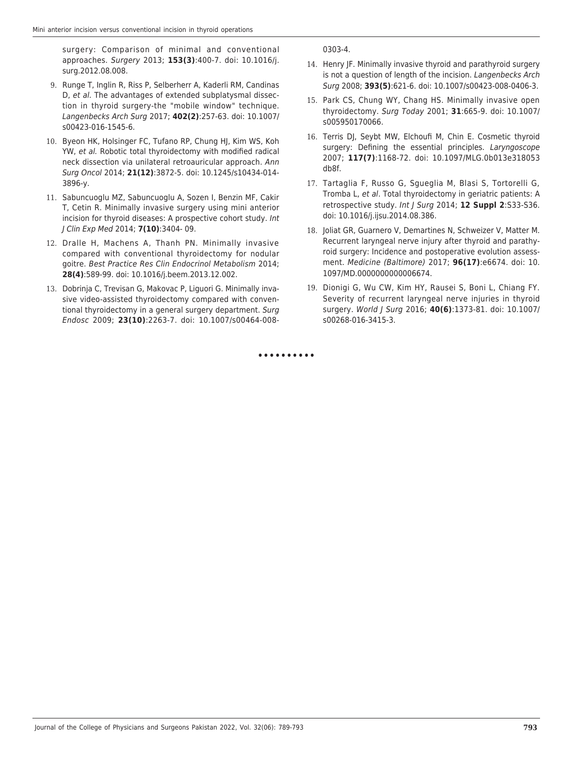surgery: Comparison of minimal and conventional approaches. *Surgery* 2013; **153(3)**:400-7. doi: 10.1016/j.surg.2012.08.008.

9. Runge T, Inglin R, Riss P, Selberherr A, Kaderli RM, Candinas D, *et al.* The advantages of extended subplatysmal dissection in thyroid surgery-the "mobile window" technique. *Langenbecks Arch Surg* 2017; **402(2)**:257-63. doi: 10.1007/s00423-016-1545-6.
10. Byeon HK, Holsinger FC, Tufano RP, Chung HJ, Kim WS, Koh YW, *et al.* Robotic total thyroidectomy with modified radical neck dissection via unilateral retroauricular approach. *Ann Surg Oncol* 2014; **21(12)**:3872-5. doi: 10.1245/s10434-014-3896-y.
11. Sabuncuoglu MZ, Sabuncuoglu A, Sozen I, Benzin MF, Cakir T, Cetin R. Minimally invasive surgery using mini anterior incision for thyroid diseases: A prospective cohort study. *Int J Clin Exp Med* 2014; **7(10)**:3404- 09.
12. Dralle H, Machens A, Thanh PN. Minimally invasive compared with conventional thyroidectomy for nodular goitre. *Best Practice Res Clin Endocrinol Metabolism* 2014; **28(4)**:589-99. doi: 10.1016/j.beem.2013.12.002.
13. Dobrinja C, Trevisan G, Makovac P, Liguori G. Minimally invasive video-assisted thyroidectomy compared with conventional thyroidectomy in a general surgery department. *Surg Endosc* 2009; **23(10)**:2263-7. doi: 10.1007/s00464-008-0303-4.
14. Henry JF. Minimally invasive thyroid and parathyroid surgery is not a question of length of the incision. *Langenbecks Arch Surg* 2008; **393(5)**:621-6. doi: 10.1007/s00423-008-0406-3.
15. Park CS, Chung WY, Chang HS. Minimally invasive open thyroidectomy. *Surg Today* 2001; **31**:665-9. doi: 10.1007/s005950170066.
16. Terris DJ, Seybt MW, Elchoufi M, Chin E. Cosmetic thyroid surgery: Defining the essential principles. *Laryngoscope* 2007; **117(7)**:1168-72. doi: 10.1097/MLG.0b013e318053db8f.
17. Tartaglia F, Russo G, Sgueglia M, Blasi S, Tortorelli G, Tromba L, *et al*. Total thyroidectomy in geriatric patients: A retrospective study. *Int J Surg* 2014; **12 Suppl 2**:S33-S36. doi: 10.1016/j.ijsu.2014.08.386.
18. Joliat GR, Guarnero V, Demartines N, Schweizer V, Matter M. Recurrent laryngeal nerve injury after thyroid and parathyroid surgery: Incidence and postoperative evolution assessment. *Medicine (Baltimore)* 2017; **96(17)**:e6674. doi: 10.1097/MD.0000000000006674.
19. Dionigi G, Wu CW, Kim HY, Rausei S, Boni L, Chiang FY. Severity of recurrent laryngeal nerve injuries in thyroid surgery. *World J Surg* 2016; **40(6)**:1373-81. doi: 10.1007/s00268-016-3415-3.

• • • • • • • • • •